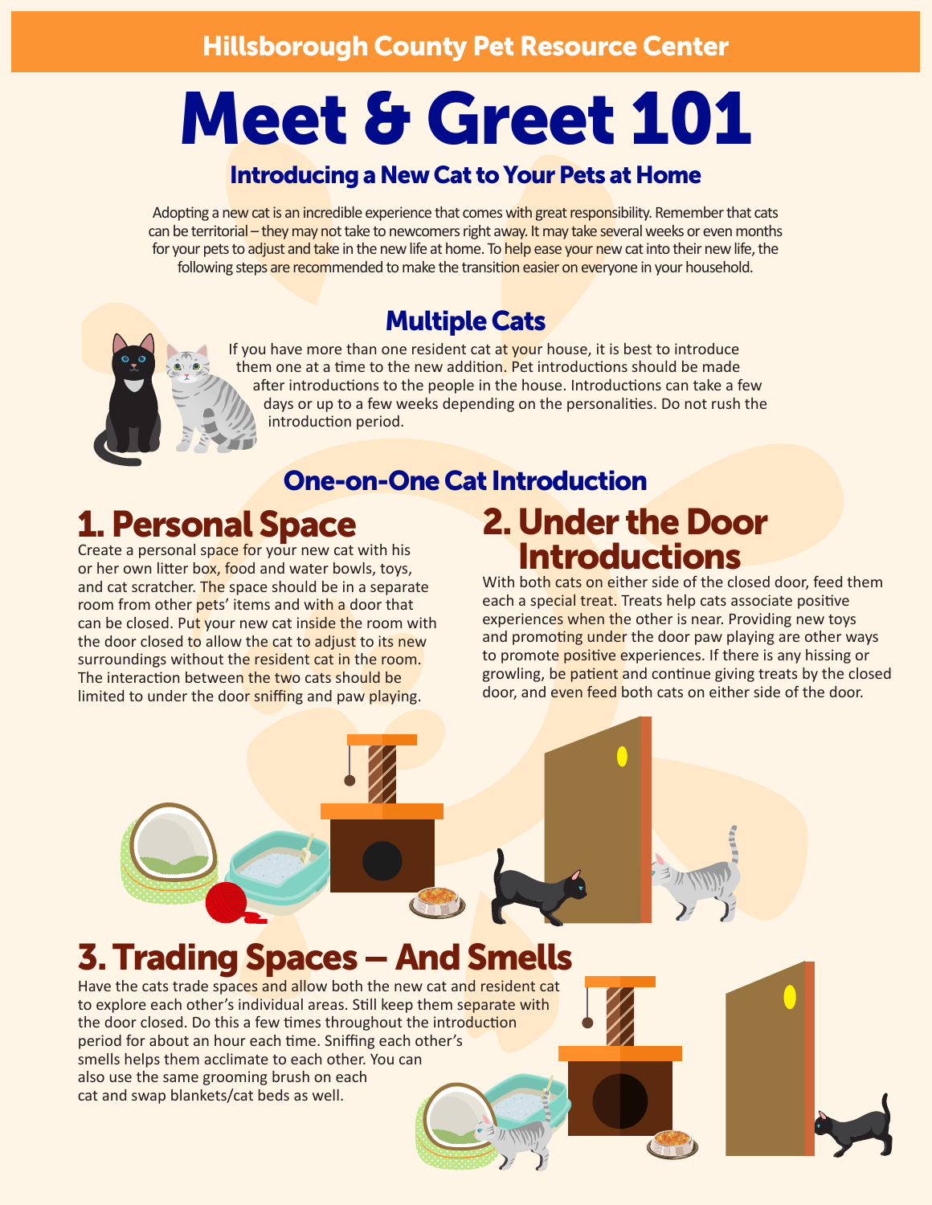Hillsborough County Pet Resource Center

# Meet & Greet 101

## Introducing a New Cat to Your Pets at Home

Adopting a new cat is an incredible experience that comes with great responsibility. Remember that cats can be territorial – they may not take to newcomers right away. It may take several weeks or even months for your pets to adjust and take in the new life at home. To help ease your new cat into their new life, the following steps are recommended to make the transition easier on everyone in your household.

## Multiple Cats

If you have more than one resident cat at your house, it is best to introduce them one at a time to the new addition. Pet introductions should be made after introductions to the people in the house. Introductions can take a few days or up to a few weeks depending on the personalities. Do not rush the introduction period.

## One-on-One Cat Introduction

### 1. Personal Space

Create a personal space for your new cat with his or her own litter box, food and water bowls, toys, and cat scratcher. The space should be in a separate room from other pets' items and with a door that can be closed. Put your new cat inside the room with the door closed to allow the cat to adjust to its new surroundings without the resident cat in the room. The interaction between the two cats should be limited to under the door sniffing and paw playing.

### 2. Under the Door Introductions

With both cats on either side of the closed door, feed them each a special treat. Treats help cats associate positive experiences when the other is near. Providing new toys and promoting under the door paw playing are other ways to promote positive experiences. If there is any hissing or growling, be patient and continue giving treats by the closed door, and even feed both cats on either side of the door.

### 3. Trading Spaces – And Smells

Have the cats trade spaces and allow both the new cat and resident cat to explore each other's individual areas. Still keep them separate with the door closed. Do this a few times throughout the introduction period for about an hour each time. Sniffing each other's smells helps them acclimate to each other. You can also use the same grooming brush on each cat and swap blankets/cat beds as well.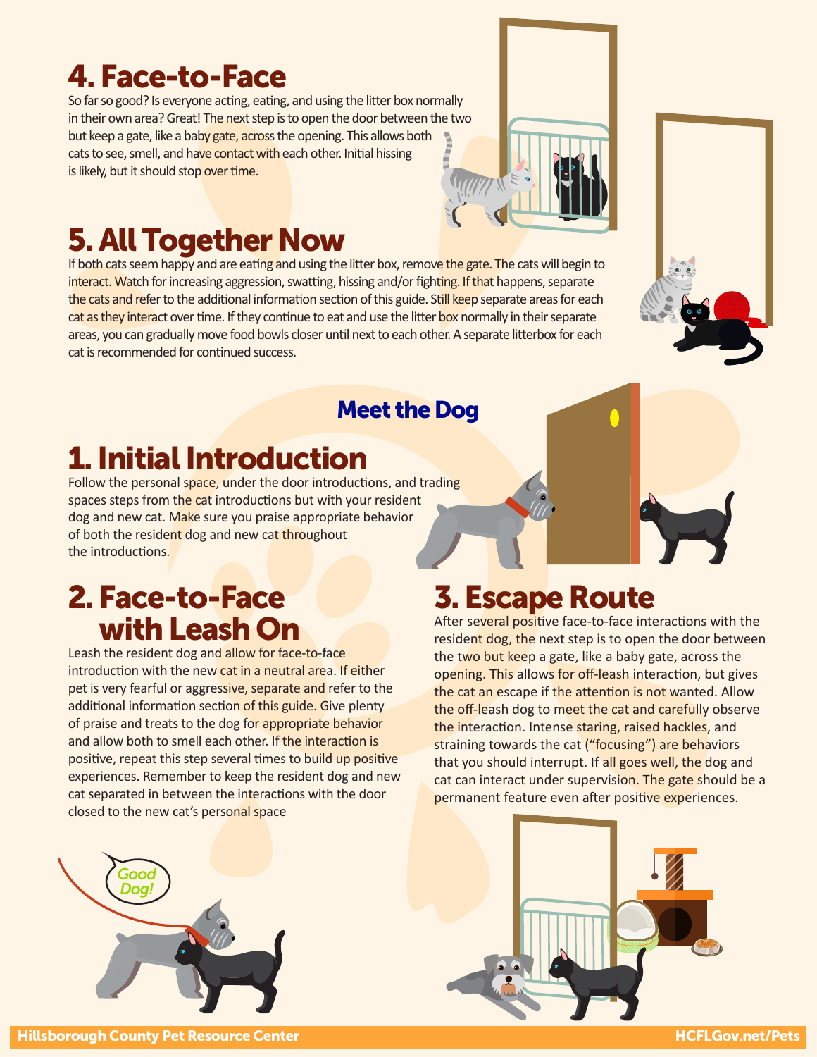## 4. Face-to-Face

So far so good? Is everyone acting, eating, and using the litter box normally in their own area? Great! The next step is to open the door between the two but keep a gate, like a baby gate, across the opening. This allows both cats to see, smell, and have contact with each other. Initial hissing is likely, but it should stop over time.

## 5. All Together Now

If both cats seem happy and are eating and using the litter box, remove the gate. The cats will begin to interact. Watch for increasing aggression, swatting, hissing and/or fighting. If that happens, separate the cats and refer to the additional information section of this guide. Still keep separate areas for each cat as they interact over time. If they continue to eat and use the litter box normally in their separate areas, you can gradually move food bowls closer until next to each other. A separate litterbox for each cat is recommended for continued success.

# Meet the Dog

## 1. Initial Introduction

Follow the personal space, under the door introductions, and trading spaces steps from the cat introductions but with your resident dog and new cat. Make sure you praise appropriate behavior of both the resident dog and new cat throughout the introductions.

## 2. Face-to-Face with Leash On

Leash the resident dog and allow for face-to-face introduction with the new cat in a neutral area. If either pet is very fearful or aggressive, separate and refer to the additional information section of this guide. Give plenty of praise and treats to the dog for appropriate behavior and allow both to smell each other. If the interaction is positive, repeat this step several times to build up positive experiences. Remember to keep the resident dog and new cat separated in between the interactions with the door closed to the new cat's personal space

## 3. Escape Route

After several positive face-to-face interactions with the resident dog, the next step is to open the door between the two but keep a gate, like a baby gate, across the opening. This allows for off-leash interaction, but gives the cat an escape if the attention is not wanted. Allow the off-leash dog to meet the cat and carefully observe the interaction. Intense staring, raised hackles, and straining towards the cat ("focusing") are behaviors that you should interrupt. If all goes well, the dog and cat can interact under supervision. The gate should be a permanent feature even after positive experiences.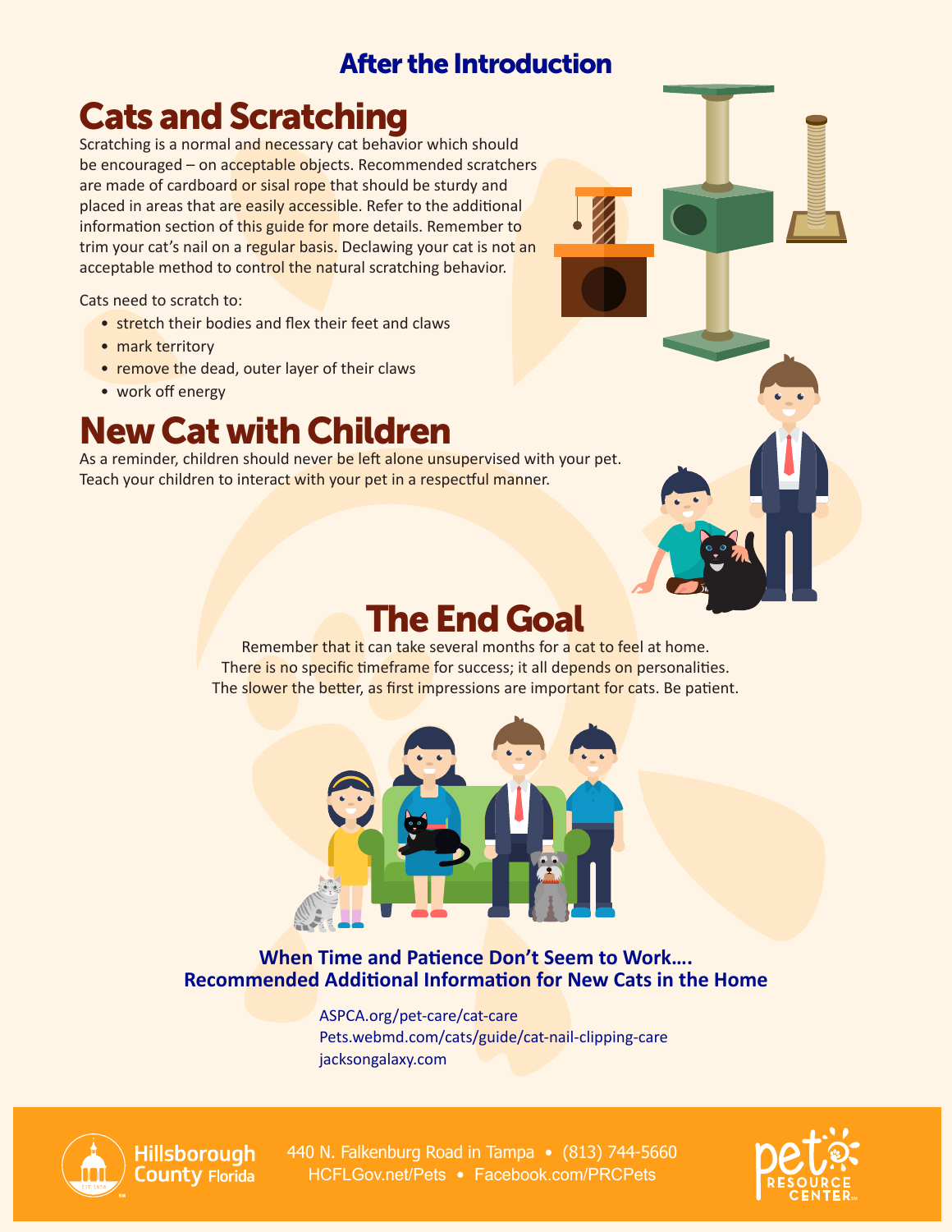## After the Introduction

# Cats and Scratching

Scratching is a normal and necessary cat behavior which should be encouraged – on acceptable objects. Recommended scratchers are made of cardboard or sisal rope that should be sturdy and placed in areas that are easily accessible. Refer to the additional information section of this guide for more details. Remember to trim your cat's nail on a regular basis. Declawing your cat is not an acceptable method to control the natural scratching behavior.

Cats need to scratch to:

- stretch their bodies and flex their feet and claws
- mark territory
- remove the dead, outer layer of their claws
- work off energy

# New Cat with Children

As a reminder, children should never be left alone unsupervised with your pet. Teach your children to interact with your pet in a respectful manner.

# The End Goal

Remember that it can take several months for a cat to feel at home. There is no specific timeframe for success; it all depends on personalities. The slower the better, as first impressions are important for cats. Be patient.

### When Time and Patience Don't Seem to Work.... Recommended Additional Information for New Cats in the Home

ASPCA.org/pet-care/cat-care
Pets.webmd.com/cats/guide/cat-nail-clipping-care
jacksongalaxy.com

Hillsborough County Florida

440 N. Falkenburg Road in Tampa • (813) 744-5660
HCFLGov.net/Pets • Facebook.com/PRCPets

Pet Resource Center